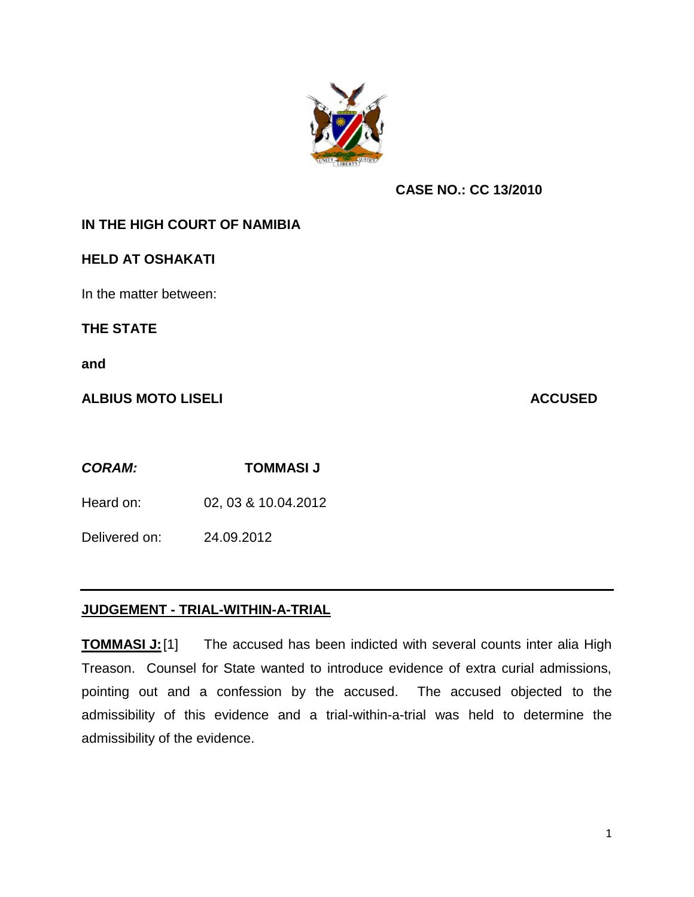**CASE NO.: CC 13/2010**

**IN THE HIGH COURT OF NAMIBIA**

**HELD AT OSHAKATI**

In the matter between:

**THE STATE**

**and**

**ALBIUS MOTO LISELI** **ACCUSED**

***CORAM:*** **TOMMASI J**

Heard on: 02, 03 & 10.04.2012

Delivered on: 24.09.2012

---

**JUDGEMENT - TRIAL-WITHIN-A-TRIAL**

**TOMMASI J:** [1] The accused has been indicted with several counts inter alia High Treason. Counsel for State wanted to introduce evidence of extra curial admissions, pointing out and a confession by the accused. The accused objected to the admissibility of this evidence and a trial-within-a-trial was held to determine the admissibility of the evidence.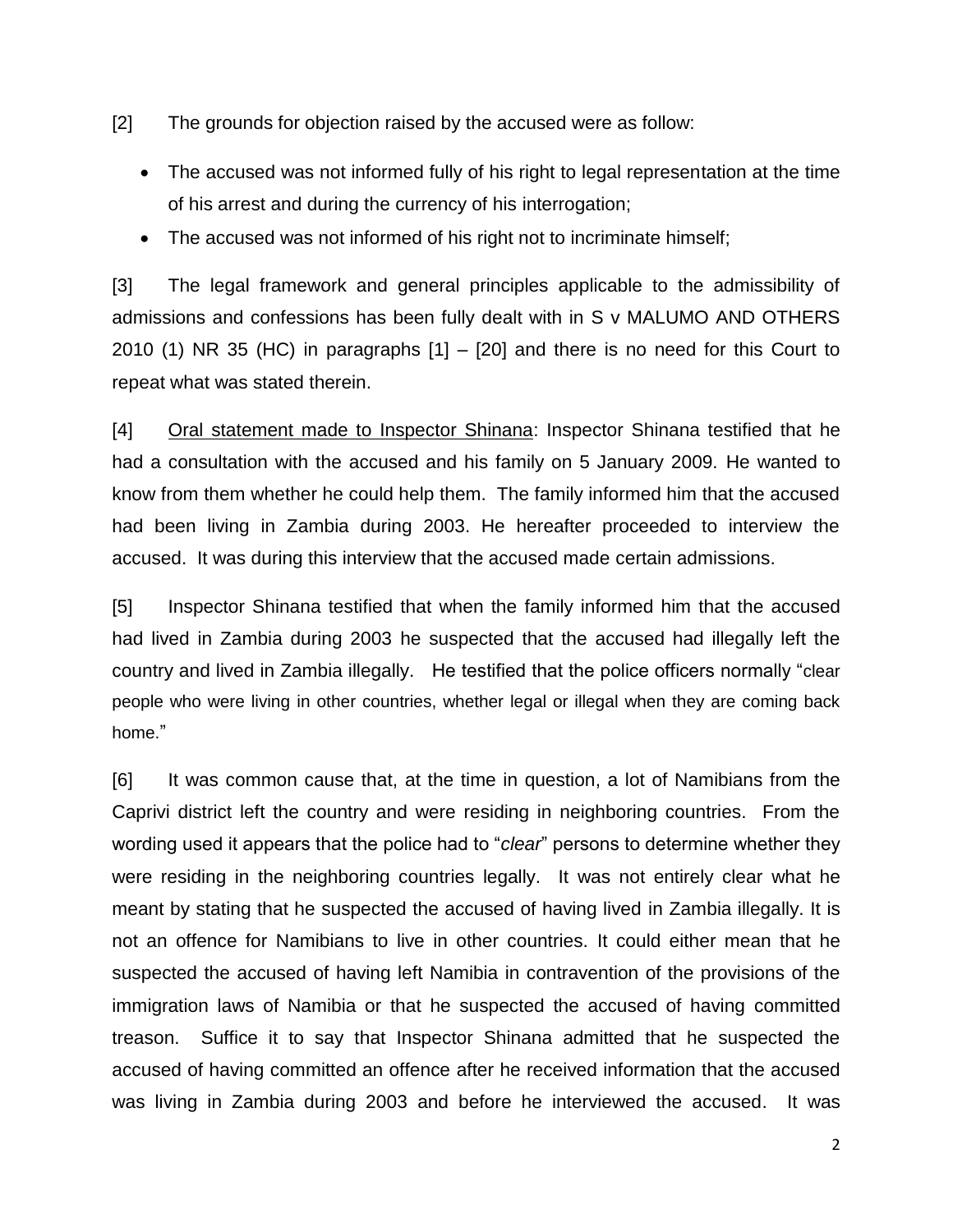[2] The grounds for objection raised by the accused were as follow:

- The accused was not informed fully of his right to legal representation at the time of his arrest and during the currency of his interrogation;
- The accused was not informed of his right not to incriminate himself;

[3] The legal framework and general principles applicable to the admissibility of admissions and confessions has been fully dealt with in S v MALUMO AND OTHERS 2010 (1) NR 35 (HC) in paragraphs [1] – [20] and there is no need for this Court to repeat what was stated therein.

[4] Oral statement made to Inspector Shinana: Inspector Shinana testified that he had a consultation with the accused and his family on 5 January 2009. He wanted to know from them whether he could help them. The family informed him that the accused had been living in Zambia during 2003. He hereafter proceeded to interview the accused. It was during this interview that the accused made certain admissions.

[5] Inspector Shinana testified that when the family informed him that the accused had lived in Zambia during 2003 he suspected that the accused had illegally left the country and lived in Zambia illegally. He testified that the police officers normally "clear people who were living in other countries, whether legal or illegal when they are coming back home."

[6] It was common cause that, at the time in question, a lot of Namibians from the Caprivi district left the country and were residing in neighboring countries. From the wording used it appears that the police had to "*clear*" persons to determine whether they were residing in the neighboring countries legally. It was not entirely clear what he meant by stating that he suspected the accused of having lived in Zambia illegally. It is not an offence for Namibians to live in other countries. It could either mean that he suspected the accused of having left Namibia in contravention of the provisions of the immigration laws of Namibia or that he suspected the accused of having committed treason. Suffice it to say that Inspector Shinana admitted that he suspected the accused of having committed an offence after he received information that the accused was living in Zambia during 2003 and before he interviewed the accused. It was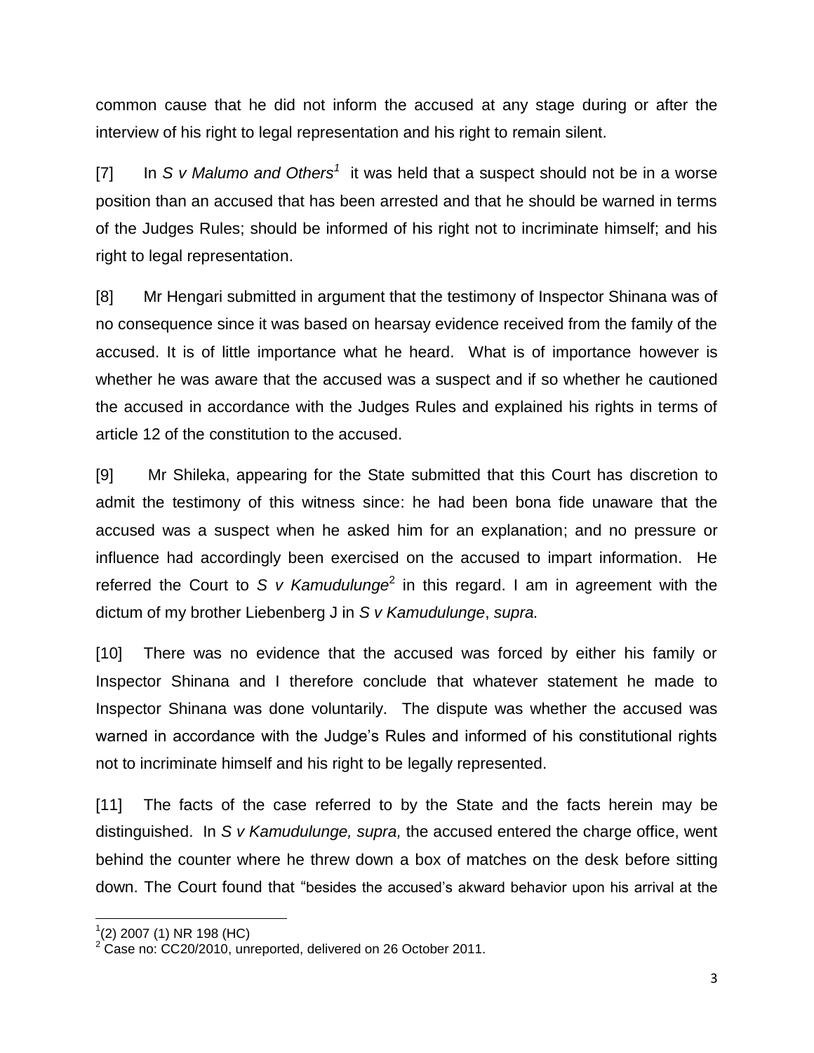common cause that he did not inform the accused at any stage during or after the interview of his right to legal representation and his right to remain silent.

[7] In *S v Malumo and Others*[1] it was held that a suspect should not be in a worse position than an accused that has been arrested and that he should be warned in terms of the Judges Rules; should be informed of his right not to incriminate himself; and his right to legal representation.

[8] Mr Hengari submitted in argument that the testimony of Inspector Shinana was of no consequence since it was based on hearsay evidence received from the family of the accused. It is of little importance what he heard. What is of importance however is whether he was aware that the accused was a suspect and if so whether he cautioned the accused in accordance with the Judges Rules and explained his rights in terms of article 12 of the constitution to the accused.

[9] Mr Shileka, appearing for the State submitted that this Court has discretion to admit the testimony of this witness since: he had been bona fide unaware that the accused was a suspect when he asked him for an explanation; and no pressure or influence had accordingly been exercised on the accused to impart information. He referred the Court to *S v Kamudulunge*[2] in this regard. I am in agreement with the dictum of my brother Liebenberg J in *S v Kamudulunge*, *supra.*

[10] There was no evidence that the accused was forced by either his family or Inspector Shinana and I therefore conclude that whatever statement he made to Inspector Shinana was done voluntarily. The dispute was whether the accused was warned in accordance with the Judge's Rules and informed of his constitutional rights not to incriminate himself and his right to be legally represented.

[11] The facts of the case referred to by the State and the facts herein may be distinguished. In *S v Kamudulunge, supra,* the accused entered the charge office, went behind the counter where he threw down a box of matches on the desk before sitting down. The Court found that "besides the accused's akward behavior upon his arrival at the

---

[1] (2) 2007 (1) NR 198 (HC)

[2] Case no: CC20/2010, unreported, delivered on 26 October 2011.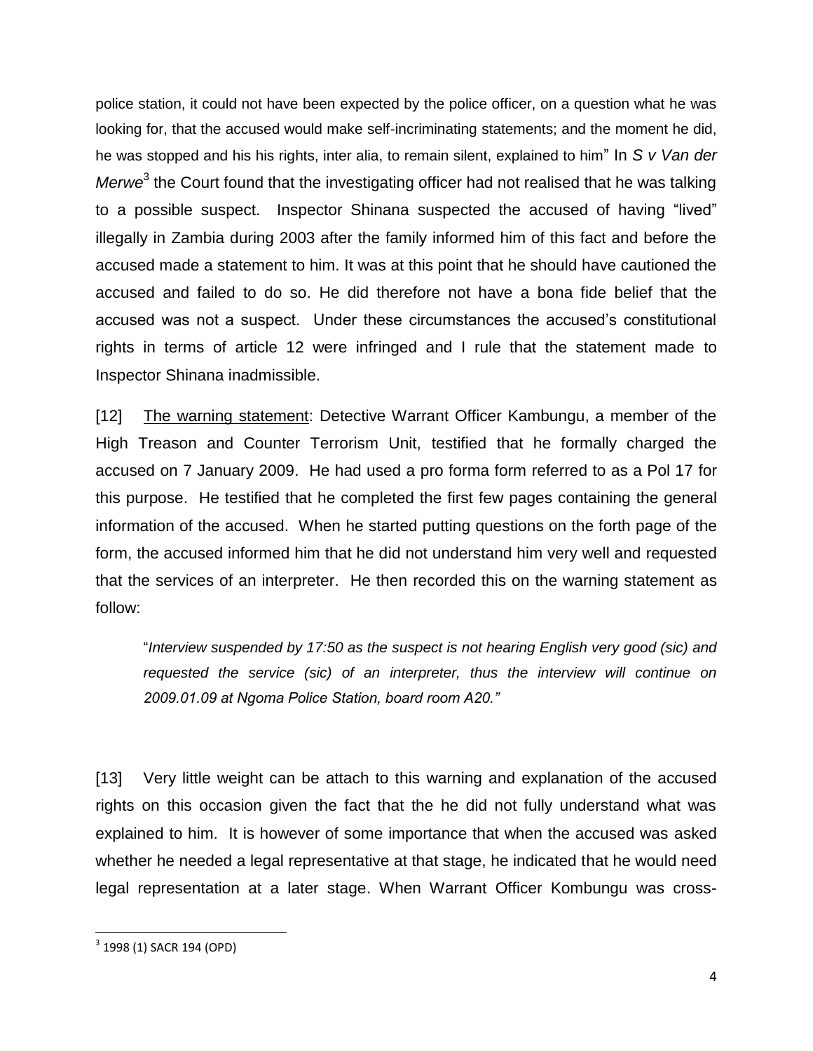police station, it could not have been expected by the police officer, on a question what he was looking for, that the accused would make self-incriminating statements; and the moment he did, he was stopped and his his rights, inter alia, to remain silent, explained to him" In *S v Van der Merwe*[3] the Court found that the investigating officer had not realised that he was talking to a possible suspect. Inspector Shinana suspected the accused of having "lived" illegally in Zambia during 2003 after the family informed him of this fact and before the accused made a statement to him. It was at this point that he should have cautioned the accused and failed to do so. He did therefore not have a bona fide belief that the accused was not a suspect. Under these circumstances the accused's constitutional rights in terms of article 12 were infringed and I rule that the statement made to Inspector Shinana inadmissible.

[12] <u>The warning statement</u>: Detective Warrant Officer Kambungu, a member of the High Treason and Counter Terrorism Unit, testified that he formally charged the accused on 7 January 2009. He had used a pro forma form referred to as a Pol 17 for this purpose. He testified that he completed the first few pages containing the general information of the accused. When he started putting questions on the forth page of the form, the accused informed him that he did not understand him very well and requested that the services of an interpreter. He then recorded this on the warning statement as follow:

> "*Interview suspended by 17:50 as the suspect is not hearing English very good (sic) and requested the service (sic) of an interpreter, thus the interview will continue on 2009.01.09 at Ngoma Police Station, board room A20."*

[13] Very little weight can be attach to this warning and explanation of the accused rights on this occasion given the fact that the he did not fully understand what was explained to him. It is however of some importance that when the accused was asked whether he needed a legal representative at that stage, he indicated that he would need legal representation at a later stage. When Warrant Officer Kombungu was cross-

---

[3] 1998 (1) SACR 194 (OPD)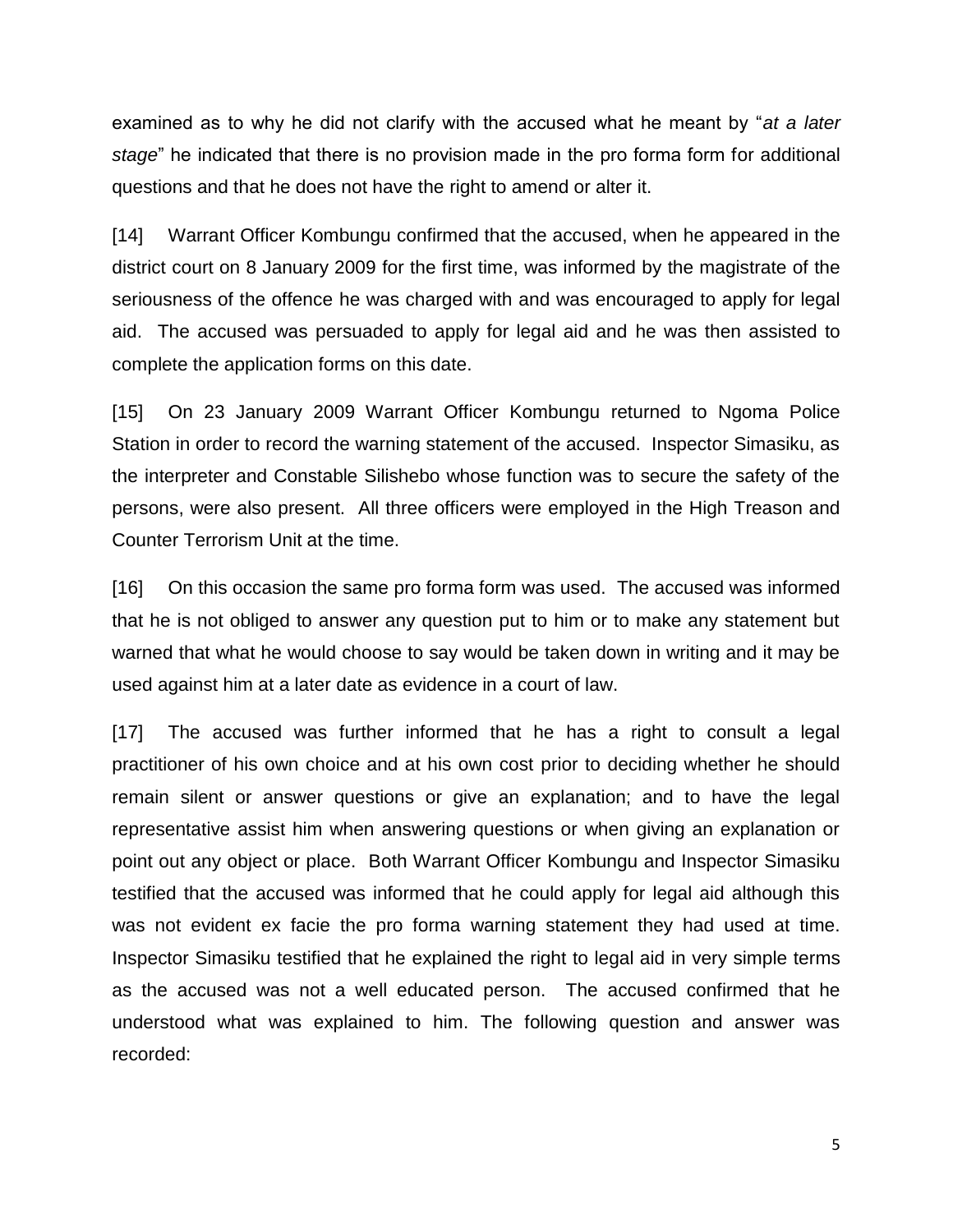examined as to why he did not clarify with the accused what he meant by "*at a later stage*" he indicated that there is no provision made in the pro forma form for additional questions and that he does not have the right to amend or alter it.

[14] Warrant Officer Kombungu confirmed that the accused, when he appeared in the district court on 8 January 2009 for the first time, was informed by the magistrate of the seriousness of the offence he was charged with and was encouraged to apply for legal aid. The accused was persuaded to apply for legal aid and he was then assisted to complete the application forms on this date.

[15] On 23 January 2009 Warrant Officer Kombungu returned to Ngoma Police Station in order to record the warning statement of the accused. Inspector Simasiku, as the interpreter and Constable Silishebo whose function was to secure the safety of the persons, were also present. All three officers were employed in the High Treason and Counter Terrorism Unit at the time.

[16] On this occasion the same pro forma form was used. The accused was informed that he is not obliged to answer any question put to him or to make any statement but warned that what he would choose to say would be taken down in writing and it may be used against him at a later date as evidence in a court of law.

[17] The accused was further informed that he has a right to consult a legal practitioner of his own choice and at his own cost prior to deciding whether he should remain silent or answer questions or give an explanation; and to have the legal representative assist him when answering questions or when giving an explanation or point out any object or place. Both Warrant Officer Kombungu and Inspector Simasiku testified that the accused was informed that he could apply for legal aid although this was not evident ex facie the pro forma warning statement they had used at time. Inspector Simasiku testified that he explained the right to legal aid in very simple terms as the accused was not a well educated person. The accused confirmed that he understood what was explained to him. The following question and answer was recorded: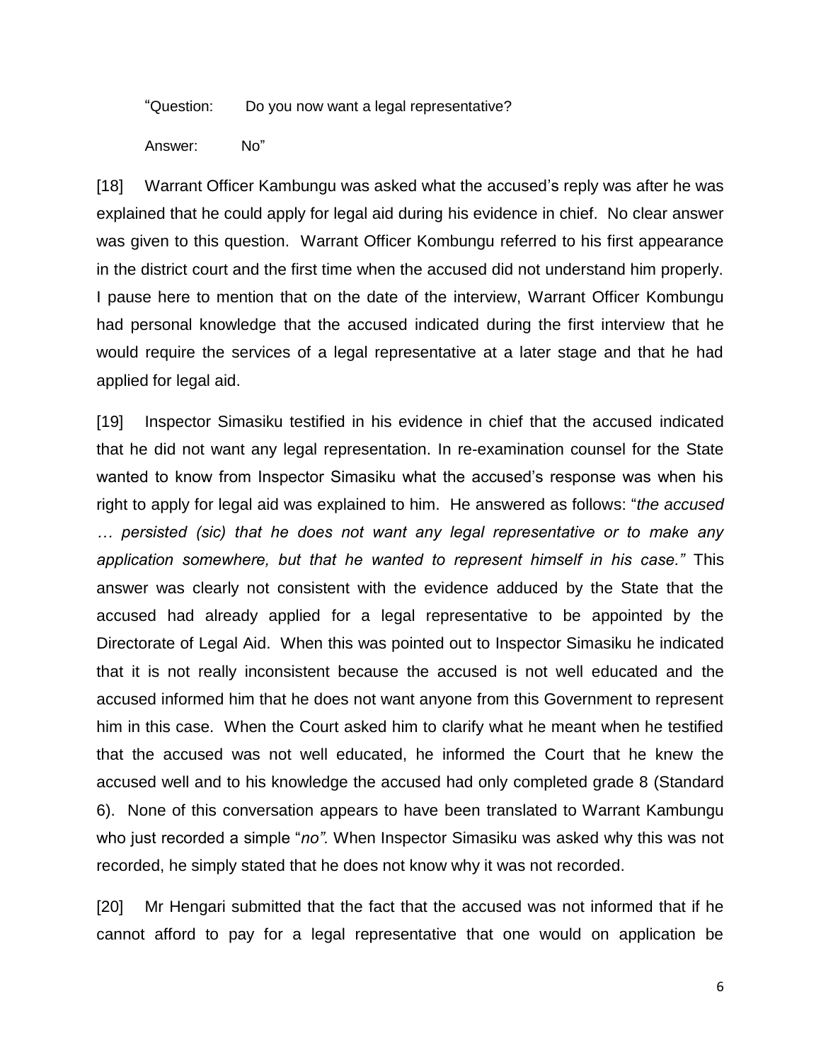"Question: Do you now want a legal representative?

Answer: No"

[18] Warrant Officer Kambungu was asked what the accused's reply was after he was explained that he could apply for legal aid during his evidence in chief. No clear answer was given to this question. Warrant Officer Kombungu referred to his first appearance in the district court and the first time when the accused did not understand him properly. I pause here to mention that on the date of the interview, Warrant Officer Kombungu had personal knowledge that the accused indicated during the first interview that he would require the services of a legal representative at a later stage and that he had applied for legal aid.

[19] Inspector Simasiku testified in his evidence in chief that the accused indicated that he did not want any legal representation. In re-examination counsel for the State wanted to know from Inspector Simasiku what the accused's response was when his right to apply for legal aid was explained to him. He answered as follows: "*the accused … persisted (sic) that he does not want any legal representative or to make any application somewhere, but that he wanted to represent himself in his case."* This answer was clearly not consistent with the evidence adduced by the State that the accused had already applied for a legal representative to be appointed by the Directorate of Legal Aid. When this was pointed out to Inspector Simasiku he indicated that it is not really inconsistent because the accused is not well educated and the accused informed him that he does not want anyone from this Government to represent him in this case. When the Court asked him to clarify what he meant when he testified that the accused was not well educated, he informed the Court that he knew the accused well and to his knowledge the accused had only completed grade 8 (Standard 6). None of this conversation appears to have been translated to Warrant Kambungu who just recorded a simple "*no".* When Inspector Simasiku was asked why this was not recorded, he simply stated that he does not know why it was not recorded.

[20] Mr Hengari submitted that the fact that the accused was not informed that if he cannot afford to pay for a legal representative that one would on application be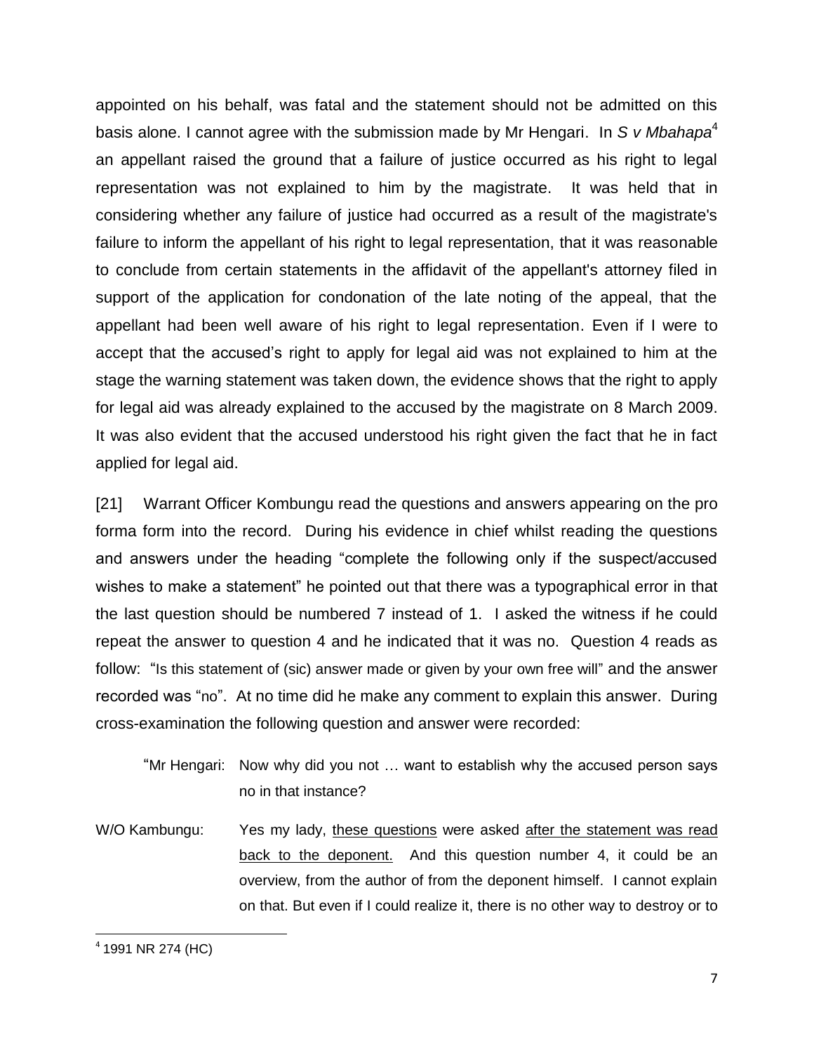appointed on his behalf, was fatal and the statement should not be admitted on this basis alone. I cannot agree with the submission made by Mr Hengari. In *S v Mbahapa*[4] an appellant raised the ground that a failure of justice occurred as his right to legal representation was not explained to him by the magistrate. It was held that in considering whether any failure of justice had occurred as a result of the magistrate's failure to inform the appellant of his right to legal representation, that it was reasonable to conclude from certain statements in the affidavit of the appellant's attorney filed in support of the application for condonation of the late noting of the appeal, that the appellant had been well aware of his right to legal representation. Even if I were to accept that the accused's right to apply for legal aid was not explained to him at the stage the warning statement was taken down, the evidence shows that the right to apply for legal aid was already explained to the accused by the magistrate on 8 March 2009. It was also evident that the accused understood his right given the fact that he in fact applied for legal aid.

[21] Warrant Officer Kombungu read the questions and answers appearing on the pro forma form into the record. During his evidence in chief whilst reading the questions and answers under the heading "complete the following only if the suspect/accused wishes to make a statement" he pointed out that there was a typographical error in that the last question should be numbered 7 instead of 1. I asked the witness if he could repeat the answer to question 4 and he indicated that it was no. Question 4 reads as follow: "Is this statement of (sic) answer made or given by your own free will" and the answer recorded was "no". At no time did he make any comment to explain this answer. During cross-examination the following question and answer were recorded:

> "Mr Hengari: Now why did you not … want to establish why the accused person says no in that instance?

> W/O Kombungu: Yes my lady, <u>these questions</u> were asked <u>after the statement was read back to the deponent.</u> And this question number 4, it could be an overview, from the author of from the deponent himself. I cannot explain on that. But even if I could realize it, there is no other way to destroy or to

---

[4] 1991 NR 274 (HC)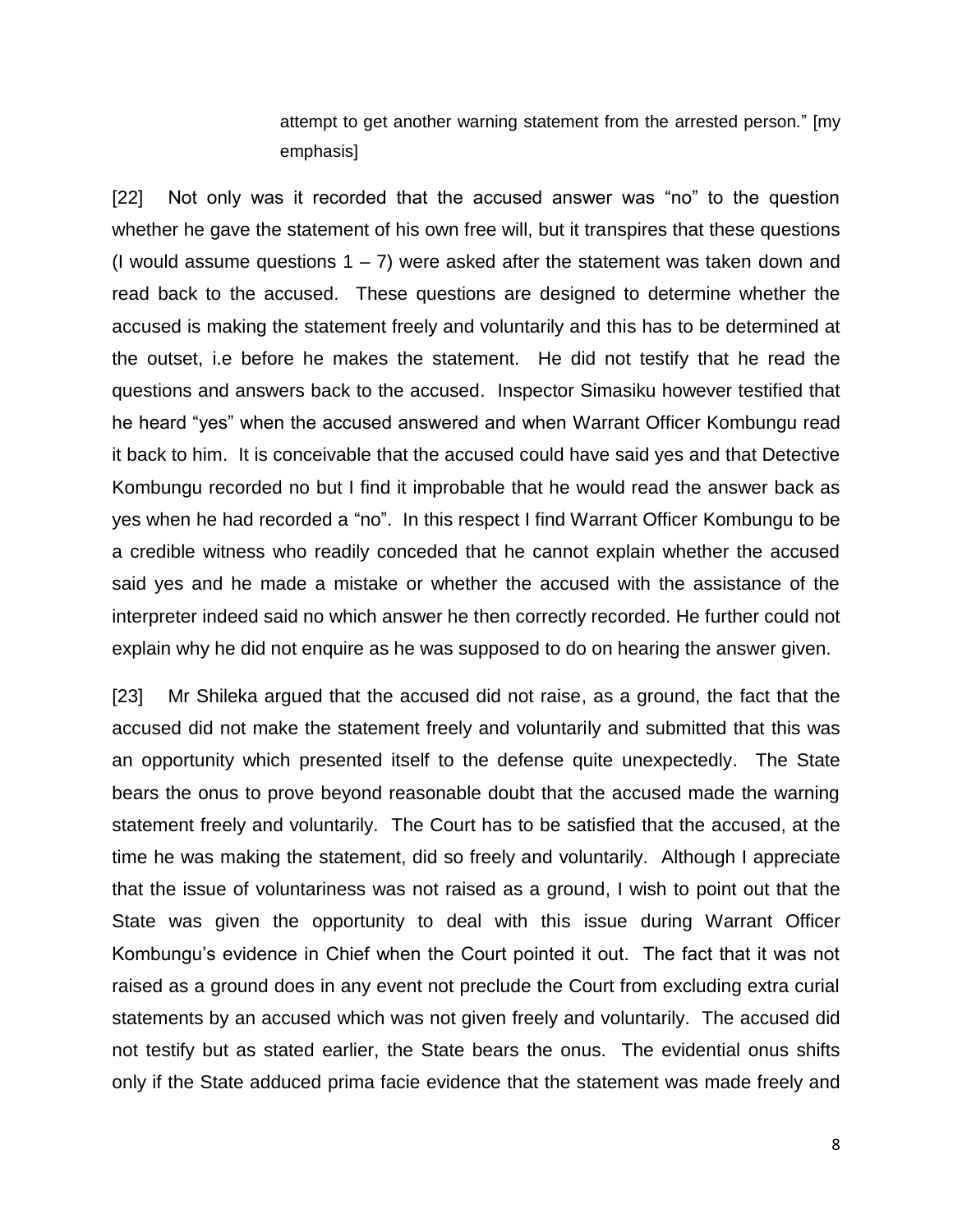> attempt to get another warning statement from the arrested person." [my emphasis]

[22] Not only was it recorded that the accused answer was "no" to the question whether he gave the statement of his own free will, but it transpires that these questions (I would assume questions 1 – 7) were asked after the statement was taken down and read back to the accused. These questions are designed to determine whether the accused is making the statement freely and voluntarily and this has to be determined at the outset, i.e before he makes the statement. He did not testify that he read the questions and answers back to the accused. Inspector Simasiku however testified that he heard "yes" when the accused answered and when Warrant Officer Kombungu read it back to him. It is conceivable that the accused could have said yes and that Detective Kombungu recorded no but I find it improbable that he would read the answer back as yes when he had recorded a "no". In this respect I find Warrant Officer Kombungu to be a credible witness who readily conceded that he cannot explain whether the accused said yes and he made a mistake or whether the accused with the assistance of the interpreter indeed said no which answer he then correctly recorded. He further could not explain why he did not enquire as he was supposed to do on hearing the answer given.

[23] Mr Shileka argued that the accused did not raise, as a ground, the fact that the accused did not make the statement freely and voluntarily and submitted that this was an opportunity which presented itself to the defense quite unexpectedly. The State bears the onus to prove beyond reasonable doubt that the accused made the warning statement freely and voluntarily. The Court has to be satisfied that the accused, at the time he was making the statement, did so freely and voluntarily. Although I appreciate that the issue of voluntariness was not raised as a ground, I wish to point out that the State was given the opportunity to deal with this issue during Warrant Officer Kombungu's evidence in Chief when the Court pointed it out. The fact that it was not raised as a ground does in any event not preclude the Court from excluding extra curial statements by an accused which was not given freely and voluntarily. The accused did not testify but as stated earlier, the State bears the onus. The evidential onus shifts only if the State adduced prima facie evidence that the statement was made freely and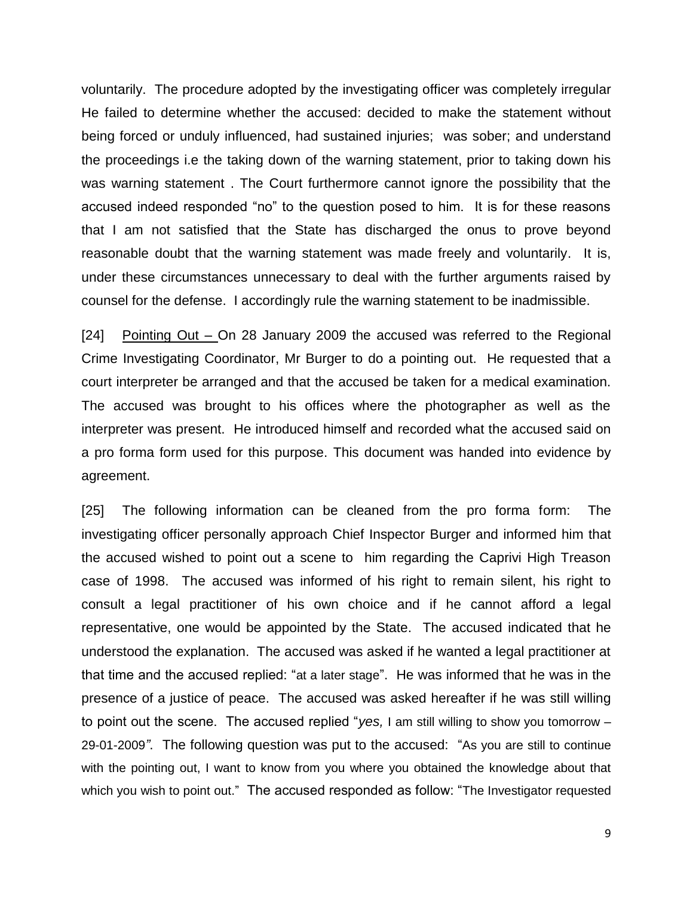voluntarily. The procedure adopted by the investigating officer was completely irregular He failed to determine whether the accused: decided to make the statement without being forced or unduly influenced, had sustained injuries; was sober; and understand the proceedings i.e the taking down of the warning statement, prior to taking down his was warning statement . The Court furthermore cannot ignore the possibility that the accused indeed responded "no" to the question posed to him. It is for these reasons that I am not satisfied that the State has discharged the onus to prove beyond reasonable doubt that the warning statement was made freely and voluntarily. It is, under these circumstances unnecessary to deal with the further arguments raised by counsel for the defense. I accordingly rule the warning statement to be inadmissible.

[24] Pointing Out – On 28 January 2009 the accused was referred to the Regional Crime Investigating Coordinator, Mr Burger to do a pointing out. He requested that a court interpreter be arranged and that the accused be taken for a medical examination. The accused was brought to his offices where the photographer as well as the interpreter was present. He introduced himself and recorded what the accused said on a pro forma form used for this purpose. This document was handed into evidence by agreement.

[25] The following information can be cleaned from the pro forma form: The investigating officer personally approach Chief Inspector Burger and informed him that the accused wished to point out a scene to him regarding the Caprivi High Treason case of 1998. The accused was informed of his right to remain silent, his right to consult a legal practitioner of his own choice and if he cannot afford a legal representative, one would be appointed by the State. The accused indicated that he understood the explanation. The accused was asked if he wanted a legal practitioner at that time and the accused replied: "at a later stage". He was informed that he was in the presence of a justice of peace. The accused was asked hereafter if he was still willing to point out the scene. The accused replied "*yes,* I am still willing to show you tomorrow – 29-01-2009*"*. The following question was put to the accused: "As you are still to continue with the pointing out, I want to know from you where you obtained the knowledge about that which you wish to point out." The accused responded as follow: "The Investigator requested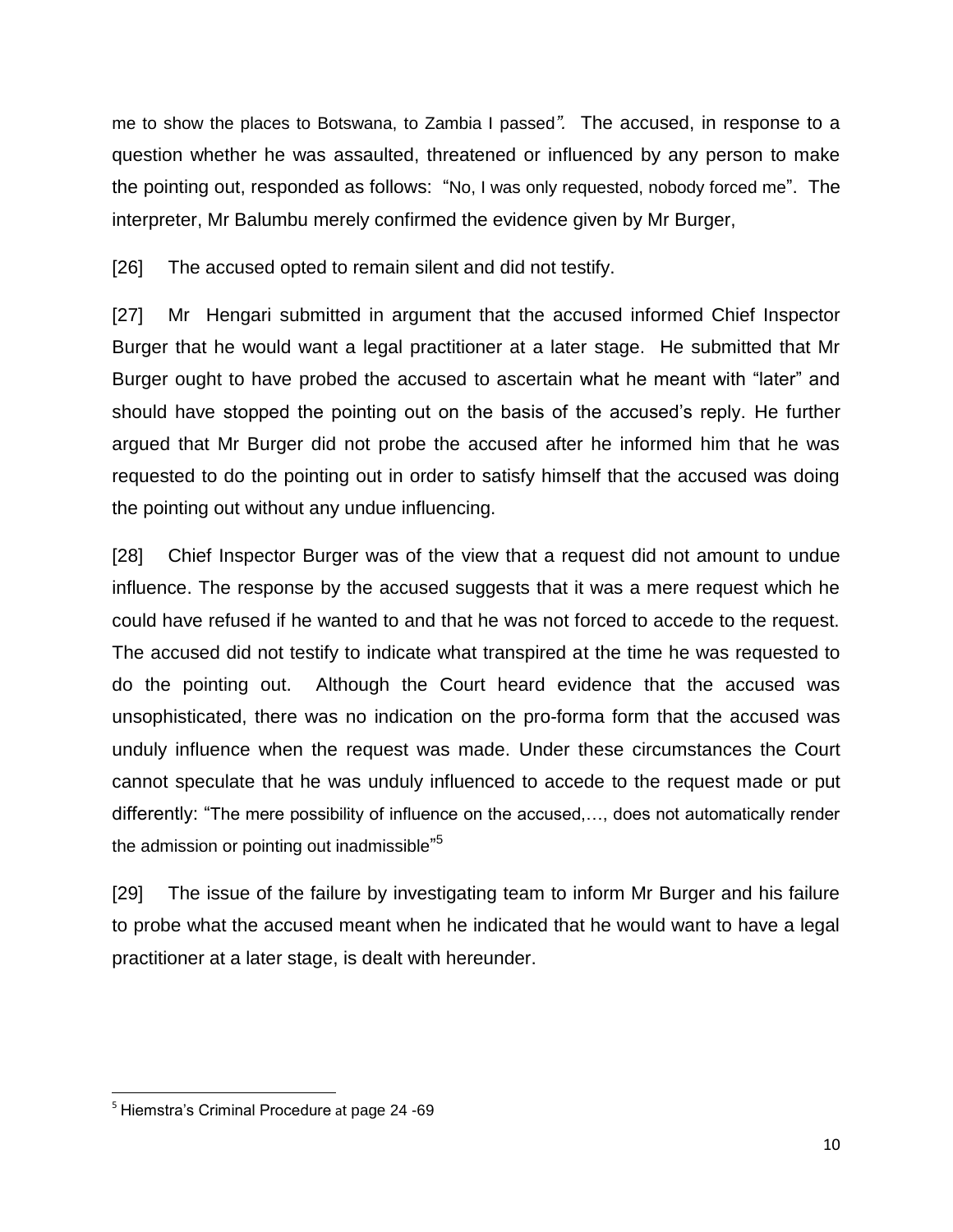me to show the places to Botswana, to Zambia I passed". The accused, in response to a question whether he was assaulted, threatened or influenced by any person to make the pointing out, responded as follows: "No, I was only requested, nobody forced me". The interpreter, Mr Balumbu merely confirmed the evidence given by Mr Burger,

[26] The accused opted to remain silent and did not testify.

[27] Mr Hengari submitted in argument that the accused informed Chief Inspector Burger that he would want a legal practitioner at a later stage. He submitted that Mr Burger ought to have probed the accused to ascertain what he meant with "later" and should have stopped the pointing out on the basis of the accused's reply. He further argued that Mr Burger did not probe the accused after he informed him that he was requested to do the pointing out in order to satisfy himself that the accused was doing the pointing out without any undue influencing.

[28] Chief Inspector Burger was of the view that a request did not amount to undue influence. The response by the accused suggests that it was a mere request which he could have refused if he wanted to and that he was not forced to accede to the request. The accused did not testify to indicate what transpired at the time he was requested to do the pointing out. Although the Court heard evidence that the accused was unsophisticated, there was no indication on the pro-forma form that the accused was unduly influence when the request was made. Under these circumstances the Court cannot speculate that he was unduly influenced to accede to the request made or put differently: "The mere possibility of influence on the accused,…, does not automatically render the admission or pointing out inadmissible"[5]

[29] The issue of the failure by investigating team to inform Mr Burger and his failure to probe what the accused meant when he indicated that he would want to have a legal practitioner at a later stage, is dealt with hereunder.

---

[5] Hiemstra's Criminal Procedure at page 24 -69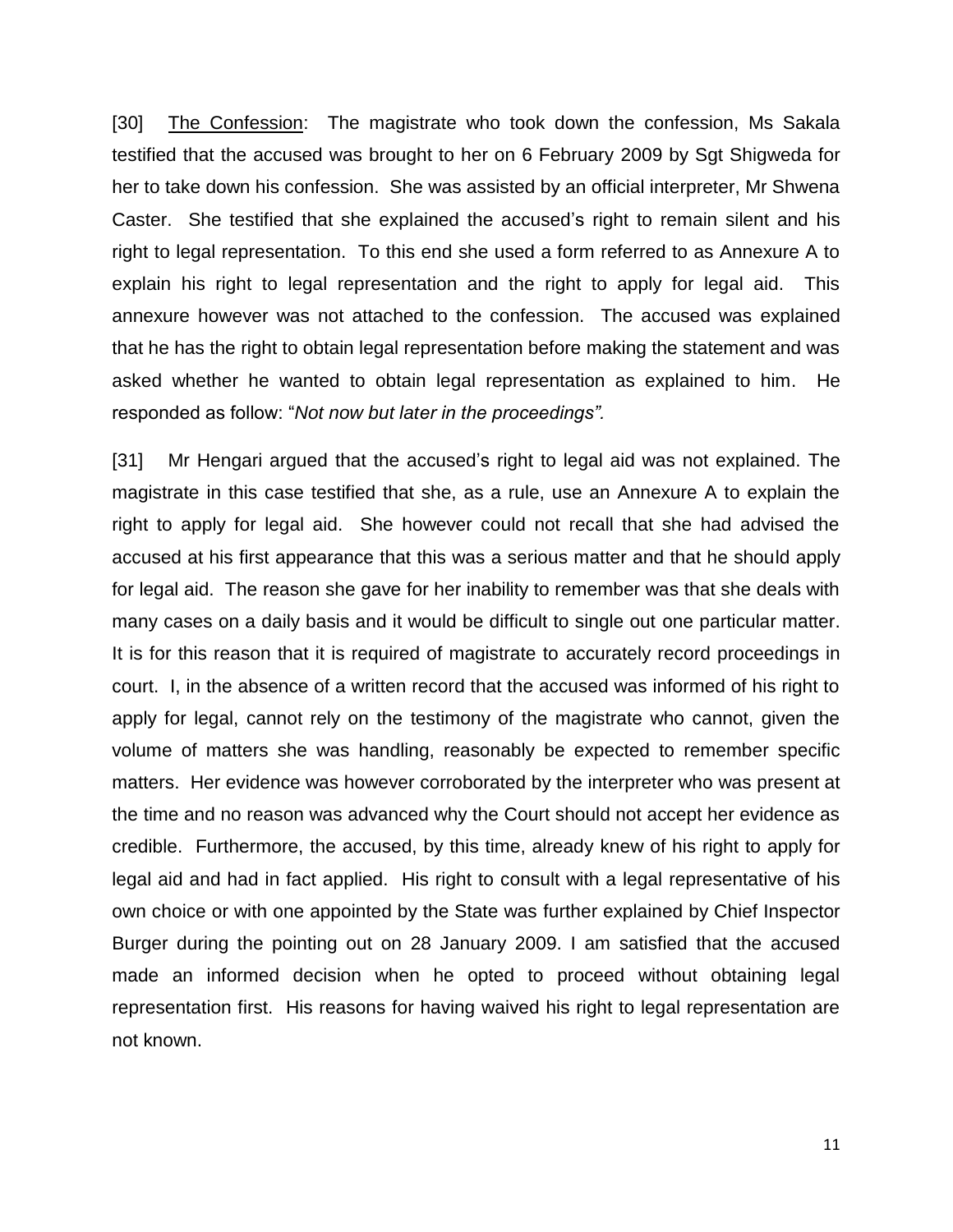[30] <u>The Confession</u>: The magistrate who took down the confession, Ms Sakala testified that the accused was brought to her on 6 February 2009 by Sgt Shigweda for her to take down his confession. She was assisted by an official interpreter, Mr Shwena Caster. She testified that she explained the accused's right to remain silent and his right to legal representation. To this end she used a form referred to as Annexure A to explain his right to legal representation and the right to apply for legal aid. This annexure however was not attached to the confession. The accused was explained that he has the right to obtain legal representation before making the statement and was asked whether he wanted to obtain legal representation as explained to him. He responded as follow: "*Not now but later in the proceedings".*

[31] Mr Hengari argued that the accused's right to legal aid was not explained. The magistrate in this case testified that she, as a rule, use an Annexure A to explain the right to apply for legal aid. She however could not recall that she had advised the accused at his first appearance that this was a serious matter and that he should apply for legal aid. The reason she gave for her inability to remember was that she deals with many cases on a daily basis and it would be difficult to single out one particular matter. It is for this reason that it is required of magistrate to accurately record proceedings in court. I, in the absence of a written record that the accused was informed of his right to apply for legal, cannot rely on the testimony of the magistrate who cannot, given the volume of matters she was handling, reasonably be expected to remember specific matters. Her evidence was however corroborated by the interpreter who was present at the time and no reason was advanced why the Court should not accept her evidence as credible. Furthermore, the accused, by this time, already knew of his right to apply for legal aid and had in fact applied. His right to consult with a legal representative of his own choice or with one appointed by the State was further explained by Chief Inspector Burger during the pointing out on 28 January 2009. I am satisfied that the accused made an informed decision when he opted to proceed without obtaining legal representation first. His reasons for having waived his right to legal representation are not known.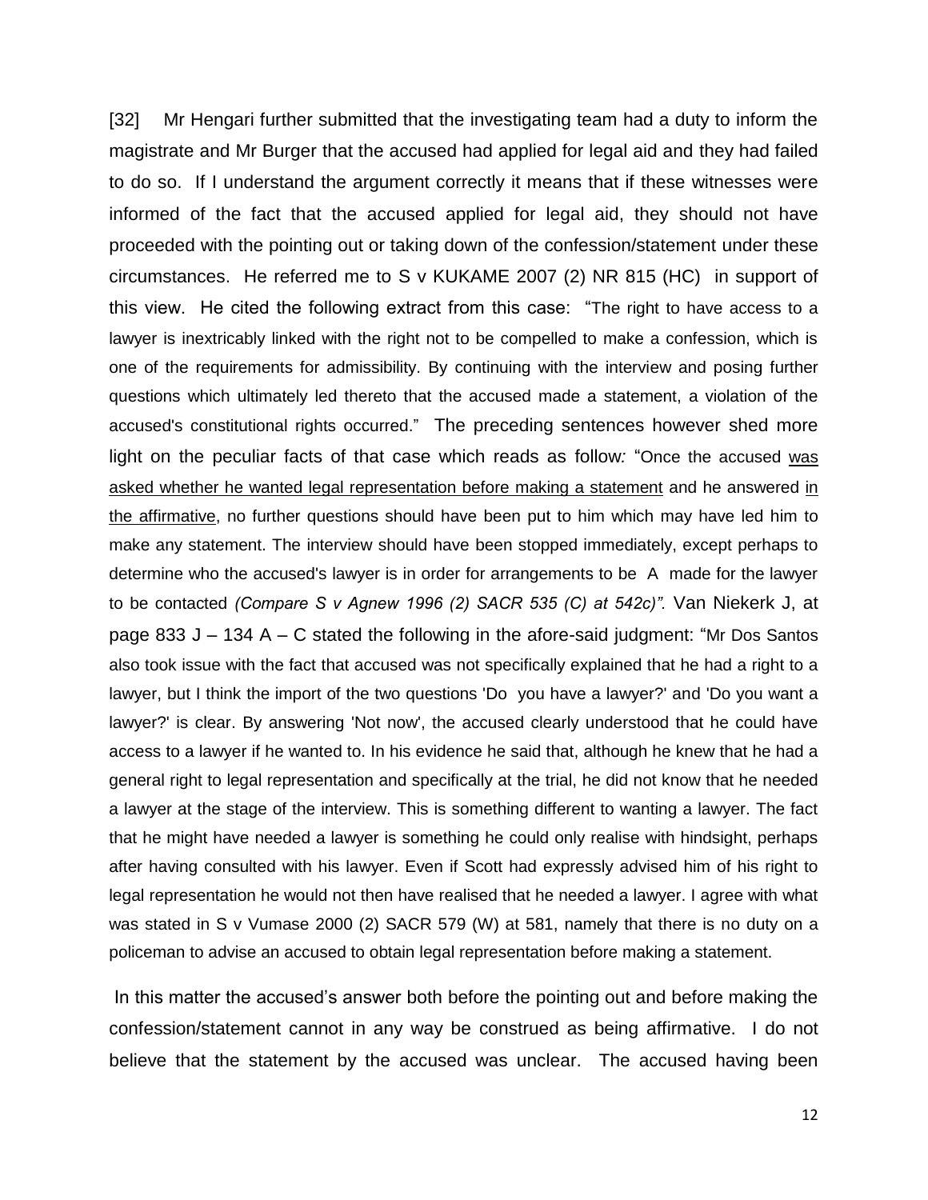[32] Mr Hengari further submitted that the investigating team had a duty to inform the magistrate and Mr Burger that the accused had applied for legal aid and they had failed to do so. If I understand the argument correctly it means that if these witnesses were informed of the fact that the accused applied for legal aid, they should not have proceeded with the pointing out or taking down of the confession/statement under these circumstances. He referred me to S v KUKAME 2007 (2) NR 815 (HC) in support of this view. He cited the following extract from this case: "The right to have access to a lawyer is inextricably linked with the right not to be compelled to make a confession, which is one of the requirements for admissibility. By continuing with the interview and posing further questions which ultimately led thereto that the accused made a statement, a violation of the accused's constitutional rights occurred." The preceding sentences however shed more light on the peculiar facts of that case which reads as follow*:* "Once the accused <u>was asked whether he wanted legal representation before making a statement</u> and he answered <u>in the affirmative</u>, no further questions should have been put to him which may have led him to make any statement. The interview should have been stopped immediately, except perhaps to determine who the accused's lawyer is in order for arrangements to be A made for the lawyer to be contacted *(Compare S v Agnew 1996 (2) SACR 535 (C) at 542c)".* Van Niekerk J, at page 833 J – 134 A – C stated the following in the afore-said judgment: "Mr Dos Santos also took issue with the fact that accused was not specifically explained that he had a right to a lawyer, but I think the import of the two questions 'Do you have a lawyer?' and 'Do you want a lawyer?' is clear. By answering 'Not now', the accused clearly understood that he could have access to a lawyer if he wanted to. In his evidence he said that, although he knew that he had a general right to legal representation and specifically at the trial, he did not know that he needed a lawyer at the stage of the interview. This is something different to wanting a lawyer. The fact that he might have needed a lawyer is something he could only realise with hindsight, perhaps after having consulted with his lawyer. Even if Scott had expressly advised him of his right to legal representation he would not then have realised that he needed a lawyer. I agree with what was stated in S v Vumase 2000 (2) SACR 579 (W) at 581, namely that there is no duty on a policeman to advise an accused to obtain legal representation before making a statement.

In this matter the accused's answer both before the pointing out and before making the confession/statement cannot in any way be construed as being affirmative. I do not believe that the statement by the accused was unclear. The accused having been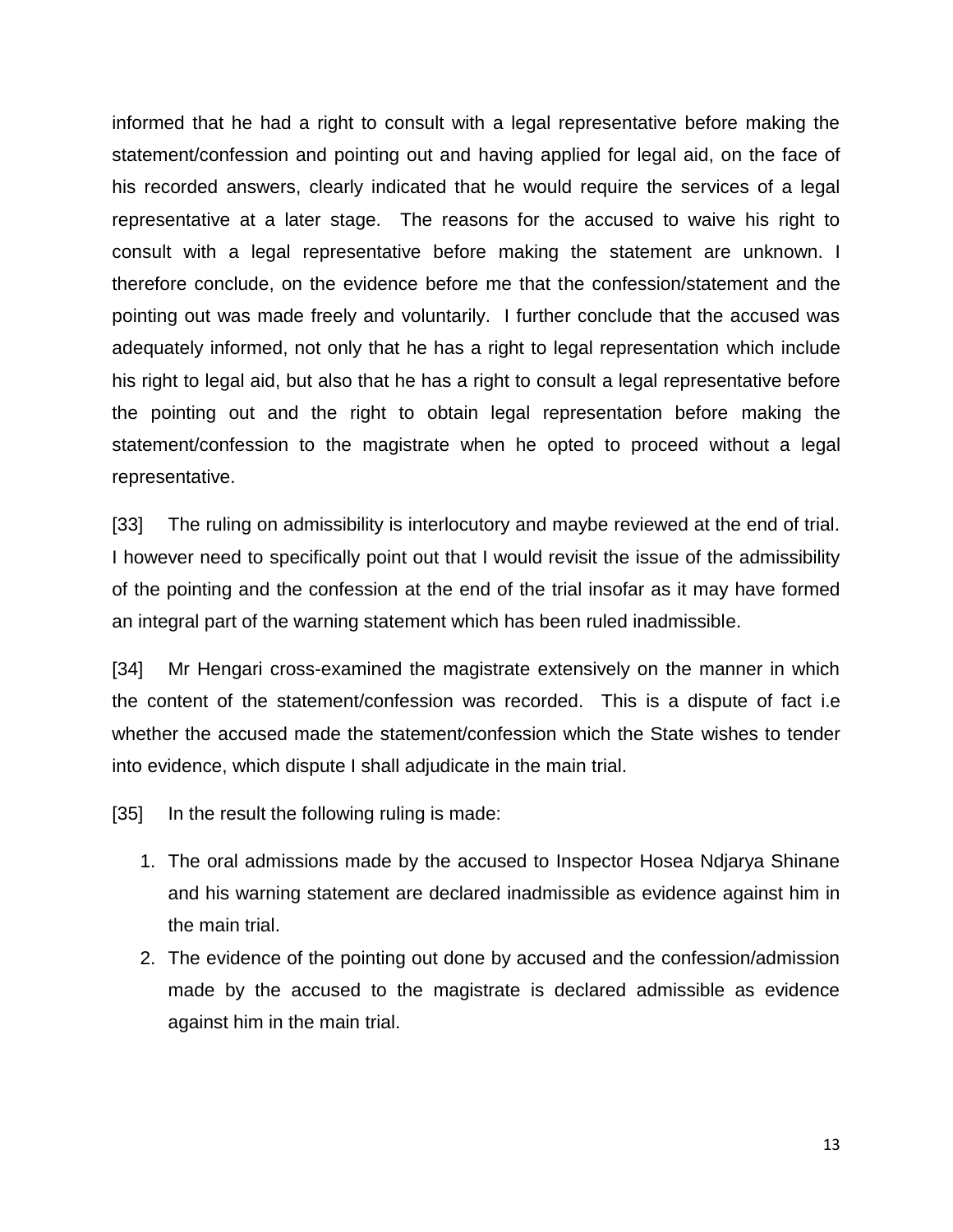informed that he had a right to consult with a legal representative before making the statement/confession and pointing out and having applied for legal aid, on the face of his recorded answers, clearly indicated that he would require the services of a legal representative at a later stage. The reasons for the accused to waive his right to consult with a legal representative before making the statement are unknown. I therefore conclude, on the evidence before me that the confession/statement and the pointing out was made freely and voluntarily. I further conclude that the accused was adequately informed, not only that he has a right to legal representation which include his right to legal aid, but also that he has a right to consult a legal representative before the pointing out and the right to obtain legal representation before making the statement/confession to the magistrate when he opted to proceed without a legal representative.

[33] The ruling on admissibility is interlocutory and maybe reviewed at the end of trial. I however need to specifically point out that I would revisit the issue of the admissibility of the pointing and the confession at the end of the trial insofar as it may have formed an integral part of the warning statement which has been ruled inadmissible.

[34] Mr Hengari cross-examined the magistrate extensively on the manner in which the content of the statement/confession was recorded. This is a dispute of fact i.e whether the accused made the statement/confession which the State wishes to tender into evidence, which dispute I shall adjudicate in the main trial.

[35] In the result the following ruling is made:

1. The oral admissions made by the accused to Inspector Hosea Ndjarya Shinane and his warning statement are declared inadmissible as evidence against him in the main trial.
2. The evidence of the pointing out done by accused and the confession/admission made by the accused to the magistrate is declared admissible as evidence against him in the main trial.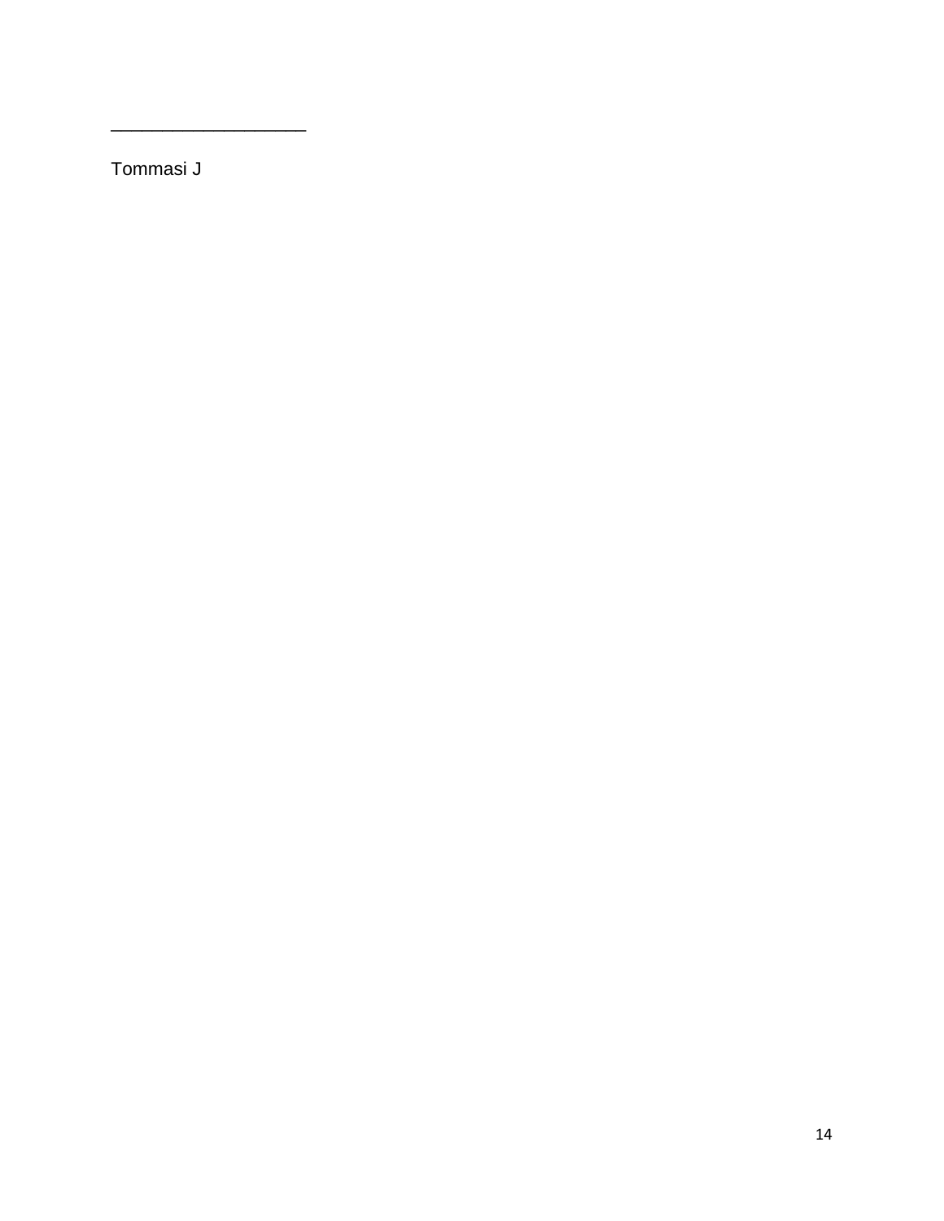___________________

Tommasi J